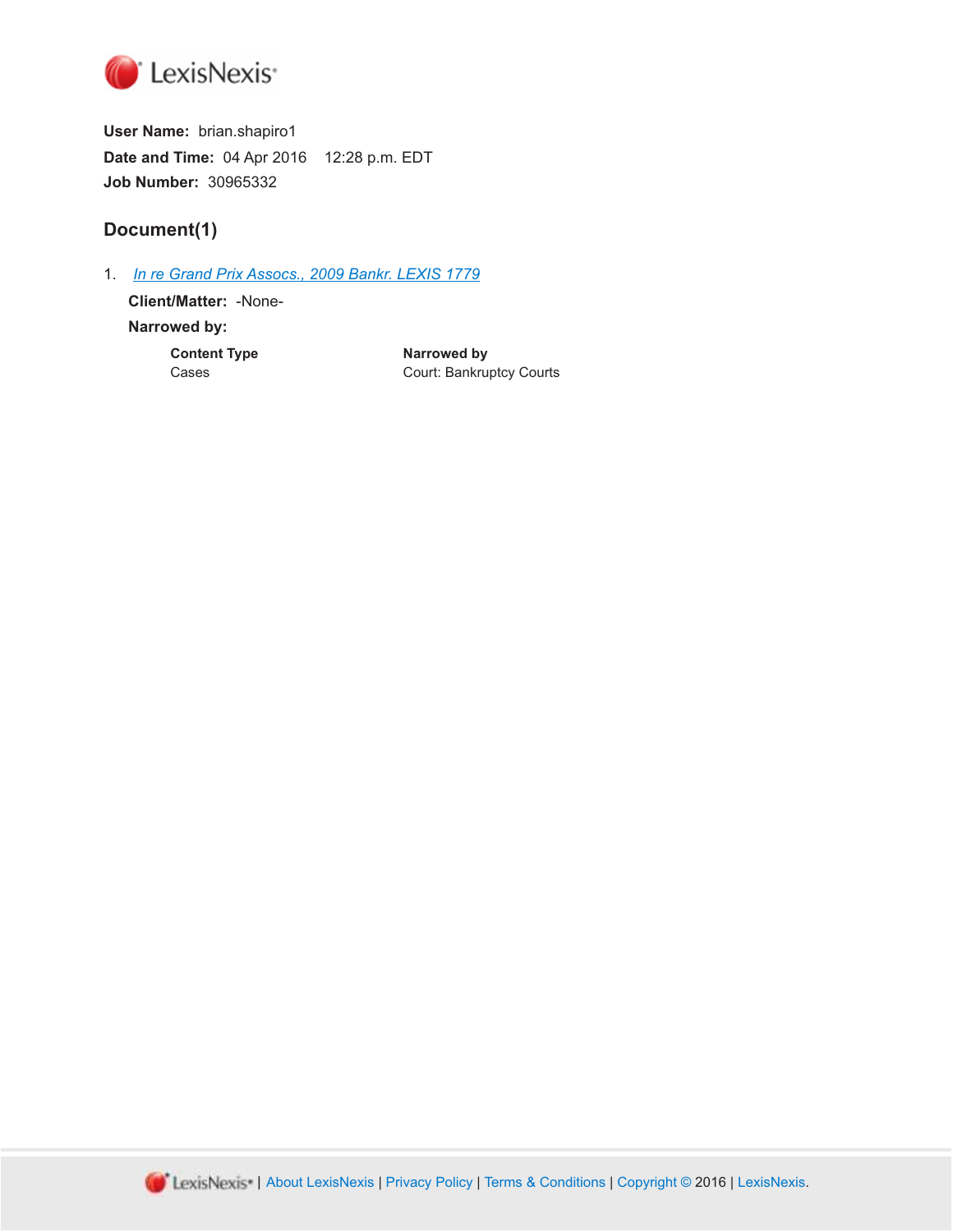LexisNexis

**User Name:** brian.shapiro1
**Date and Time:** 04 Apr 2016 12:28 p.m. EDT
**Job Number:** 30965332

## Document(1)

1. In re Grand Prix Assocs., 2009 Bankr. LEXIS 1779

   **Client/Matter:** -None-

   **Narrowed by:**

| Content Type | Narrowed by |
| --- | --- |
| Cases | Court: Bankruptcy Courts |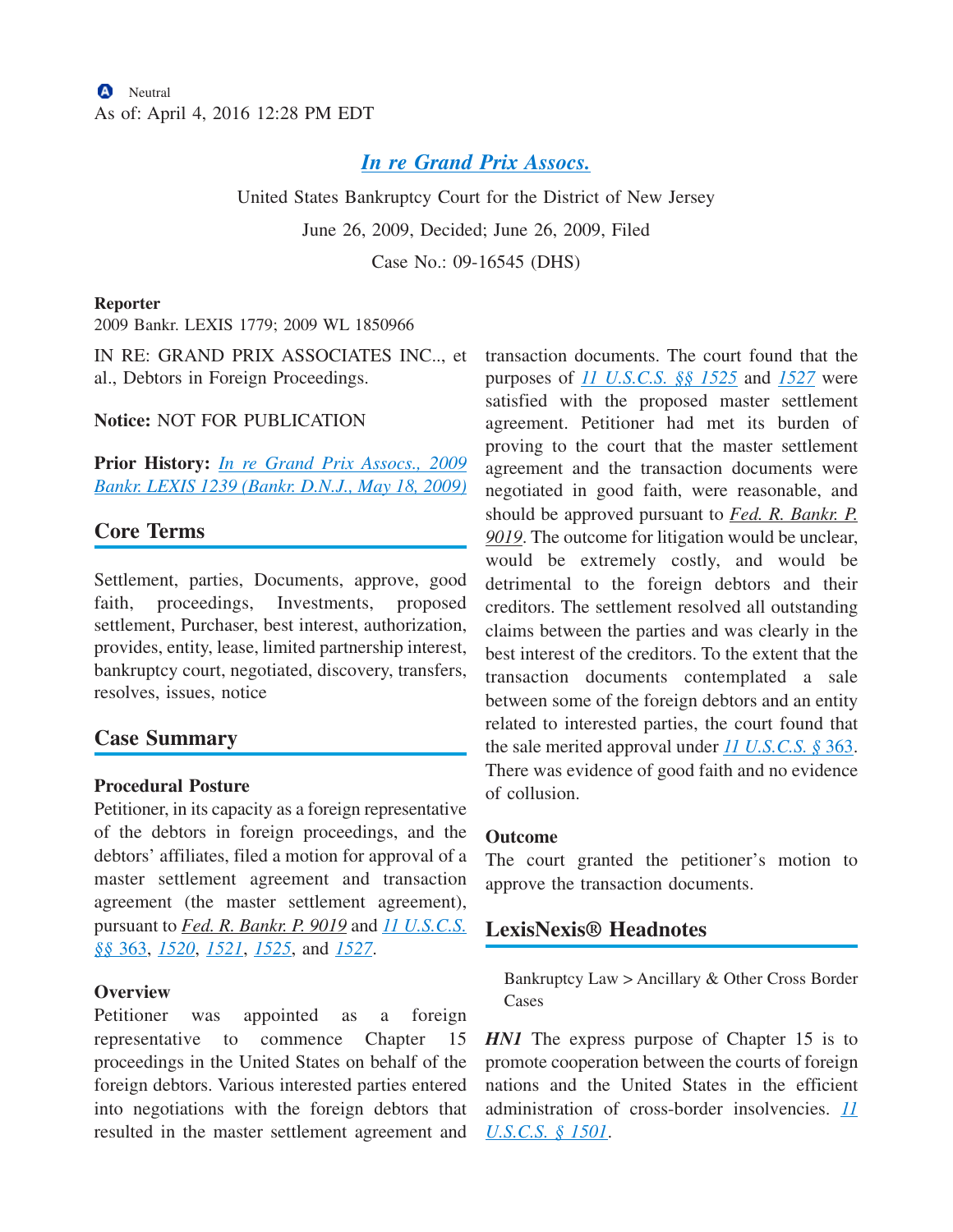Neutral

As of: April 4, 2016 12:28 PM EDT

# In re Grand Prix Assocs.

United States Bankruptcy Court for the District of New Jersey

June 26, 2009, Decided; June 26, 2009, Filed

Case No.: 09-16545 (DHS)

**Reporter**

2009 Bankr. LEXIS 1779; 2009 WL 1850966

IN RE: GRAND PRIX ASSOCIATES INC.., et al., Debtors in Foreign Proceedings.

**Notice:** NOT FOR PUBLICATION

**Prior History:** *In re Grand Prix Assocs., 2009 Bankr. LEXIS 1239 (Bankr. D.N.J., May 18, 2009)*

## Core Terms

Settlement, parties, Documents, approve, good faith, proceedings, Investments, proposed settlement, Purchaser, best interest, authorization, provides, entity, lease, limited partnership interest, bankruptcy court, negotiated, discovery, transfers, resolves, issues, notice

## Case Summary

### Procedural Posture

Petitioner, in its capacity as a foreign representative of the debtors in foreign proceedings, and the debtors' affiliates, filed a motion for approval of a master settlement agreement and transaction agreement (the master settlement agreement), pursuant to *Fed. R. Bankr. P. 9019* and *11 U.S.C.S. §§ 363*, *1520*, *1521*, *1525*, and *1527*.

### Overview

Petitioner was appointed as a foreign representative to commence Chapter 15 proceedings in the United States on behalf of the foreign debtors. Various interested parties entered into negotiations with the foreign debtors that resulted in the master settlement agreement and transaction documents. The court found that the purposes of *11 U.S.C.S. §§ 1525* and *1527* were satisfied with the proposed master settlement agreement. Petitioner had met its burden of proving to the court that the master settlement agreement and the transaction documents were negotiated in good faith, were reasonable, and should be approved pursuant to *Fed. R. Bankr. P. 9019*. The outcome for litigation would be unclear, would be extremely costly, and would be detrimental to the foreign debtors and their creditors. The settlement resolved all outstanding claims between the parties and was clearly in the best interest of the creditors. To the extent that the transaction documents contemplated a sale between some of the foreign debtors and an entity related to interested parties, the court found that the sale merited approval under *11 U.S.C.S. § 363*. There was evidence of good faith and no evidence of collusion.

### Outcome

The court granted the petitioner's motion to approve the transaction documents.

## LexisNexis® Headnotes

Bankruptcy Law > Ancillary & Other Cross Border Cases

***HN1*** The express purpose of Chapter 15 is to promote cooperation between the courts of foreign nations and the United States in the efficient administration of cross-border insolvencies. *11 U.S.C.S. § 1501*.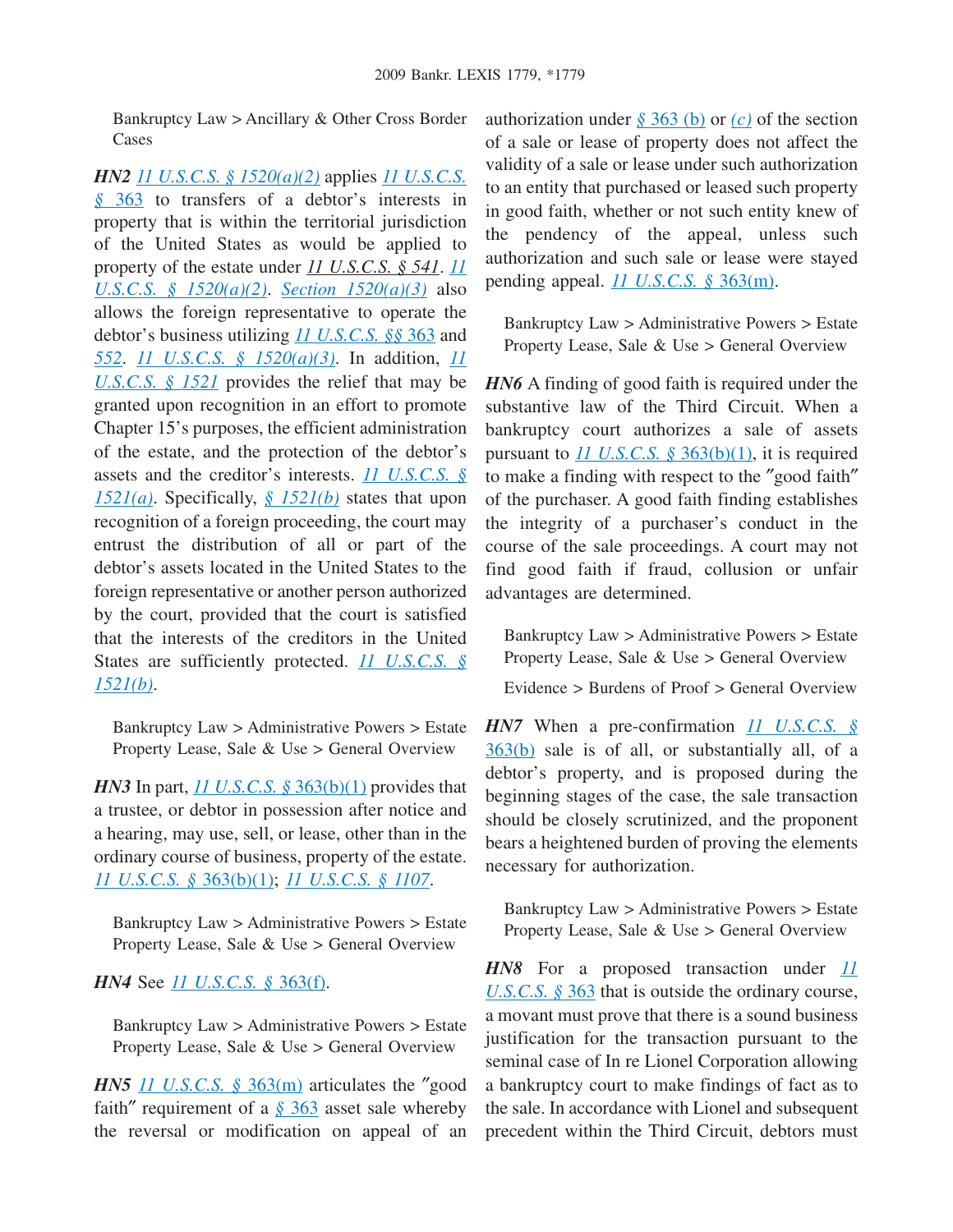Bankruptcy Law > Ancillary & Other Cross Border Cases

***HN2*** 11 U.S.C.S. § 1520(a)(2) applies 11 U.S.C.S. § 363 to transfers of a debtor's interests in property that is within the territorial jurisdiction of the United States as would be applied to property of the estate under 11 U.S.C.S. § 541. 11 U.S.C.S. § 1520(a)(2). Section 1520(a)(3) also allows the foreign representative to operate the debtor's business utilizing 11 U.S.C.S. §§ 363 and 552. 11 U.S.C.S. § 1520(a)(3). In addition, 11 U.S.C.S. § 1521 provides the relief that may be granted upon recognition in an effort to promote Chapter 15's purposes, the efficient administration of the estate, and the protection of the debtor's assets and the creditor's interests. 11 U.S.C.S. § 1521(a). Specifically, § 1521(b) states that upon recognition of a foreign proceeding, the court may entrust the distribution of all or part of the debtor's assets located in the United States to the foreign representative or another person authorized by the court, provided that the court is satisfied that the interests of the creditors in the United States are sufficiently protected. 11 U.S.C.S. § 1521(b).

Bankruptcy Law > Administrative Powers > Estate Property Lease, Sale & Use > General Overview

***HN3*** In part, 11 U.S.C.S. § 363(b)(1) provides that a trustee, or debtor in possession after notice and a hearing, may use, sell, or lease, other than in the ordinary course of business, property of the estate. 11 U.S.C.S. § 363(b)(1); 11 U.S.C.S. § 1107.

Bankruptcy Law > Administrative Powers > Estate Property Lease, Sale & Use > General Overview

***HN4*** See 11 U.S.C.S. § 363(f).

Bankruptcy Law > Administrative Powers > Estate Property Lease, Sale & Use > General Overview

***HN5*** 11 U.S.C.S. § 363(m) articulates the "good faith" requirement of a § 363 asset sale whereby the reversal or modification on appeal of an authorization under § 363 (b) or (c) of the section of a sale or lease of property does not affect the validity of a sale or lease under such authorization to an entity that purchased or leased such property in good faith, whether or not such entity knew of the pendency of the appeal, unless such authorization and such sale or lease were stayed pending appeal. 11 U.S.C.S. § 363(m).

Bankruptcy Law > Administrative Powers > Estate Property Lease, Sale & Use > General Overview

***HN6*** A finding of good faith is required under the substantive law of the Third Circuit. When a bankruptcy court authorizes a sale of assets pursuant to 11 U.S.C.S. § 363(b)(1), it is required to make a finding with respect to the "good faith" of the purchaser. A good faith finding establishes the integrity of a purchaser's conduct in the course of the sale proceedings. A court may not find good faith if fraud, collusion or unfair advantages are determined.

Bankruptcy Law > Administrative Powers > Estate Property Lease, Sale & Use > General Overview

Evidence > Burdens of Proof > General Overview

***HN7*** When a pre-confirmation 11 U.S.C.S. § 363(b) sale is of all, or substantially all, of a debtor's property, and is proposed during the beginning stages of the case, the sale transaction should be closely scrutinized, and the proponent bears a heightened burden of proving the elements necessary for authorization.

Bankruptcy Law > Administrative Powers > Estate Property Lease, Sale & Use > General Overview

***HN8*** For a proposed transaction under 11 U.S.C.S. § 363 that is outside the ordinary course, a movant must prove that there is a sound business justification for the transaction pursuant to the seminal case of In re Lionel Corporation allowing a bankruptcy court to make findings of fact as to the sale. In accordance with Lionel and subsequent precedent within the Third Circuit, debtors must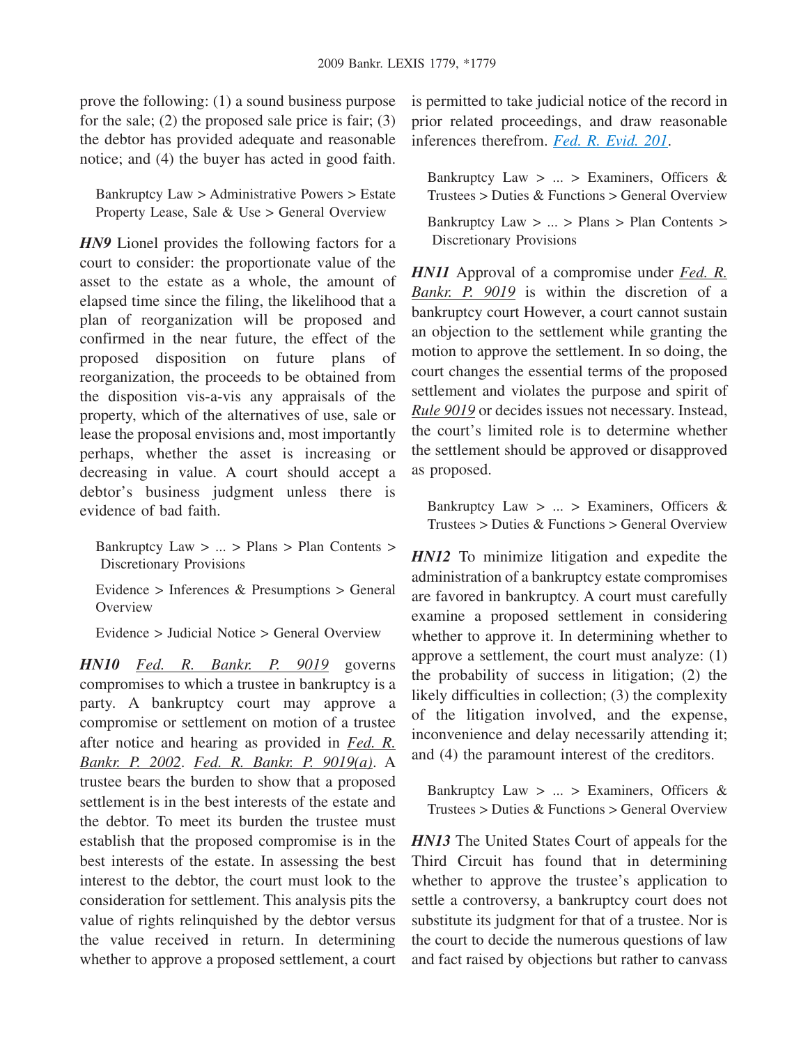prove the following: (1) a sound business purpose for the sale; (2) the proposed sale price is fair; (3) the debtor has provided adequate and reasonable notice; and (4) the buyer has acted in good faith.

Bankruptcy Law > Administrative Powers > Estate Property Lease, Sale & Use > General Overview

***HN9*** Lionel provides the following factors for a court to consider: the proportionate value of the asset to the estate as a whole, the amount of elapsed time since the filing, the likelihood that a plan of reorganization will be proposed and confirmed in the near future, the effect of the proposed disposition on future plans of reorganization, the proceeds to be obtained from the disposition vis-a-vis any appraisals of the property, which of the alternatives of use, sale or lease the proposal envisions and, most importantly perhaps, whether the asset is increasing or decreasing in value. A court should accept a debtor's business judgment unless there is evidence of bad faith.

Bankruptcy Law > ... > Plans > Plan Contents > Discretionary Provisions

Evidence > Inferences & Presumptions > General Overview

Evidence > Judicial Notice > General Overview

***HN10*** *Fed. R. Bankr. P. 9019* governs compromises to which a trustee in bankruptcy is a party. A bankruptcy court may approve a compromise or settlement on motion of a trustee after notice and hearing as provided in *Fed. R. Bankr. P. 2002*. *Fed. R. Bankr. P. 9019(a)*. A trustee bears the burden to show that a proposed settlement is in the best interests of the estate and the debtor. To meet its burden the trustee must establish that the proposed compromise is in the best interests of the estate. In assessing the best interest to the debtor, the court must look to the consideration for settlement. This analysis pits the value of rights relinquished by the debtor versus the value received in return. In determining whether to approve a proposed settlement, a court is permitted to take judicial notice of the record in prior related proceedings, and draw reasonable inferences therefrom. *Fed. R. Evid. 201*.

Bankruptcy Law > ... > Examiners, Officers & Trustees > Duties & Functions > General Overview

Bankruptcy Law > ... > Plans > Plan Contents > Discretionary Provisions

***HN11*** Approval of a compromise under *Fed. R. Bankr. P. 9019* is within the discretion of a bankruptcy court However, a court cannot sustain an objection to the settlement while granting the motion to approve the settlement. In so doing, the court changes the essential terms of the proposed settlement and violates the purpose and spirit of *Rule 9019* or decides issues not necessary. Instead, the court's limited role is to determine whether the settlement should be approved or disapproved as proposed.

Bankruptcy Law > ... > Examiners, Officers & Trustees > Duties & Functions > General Overview

***HN12*** To minimize litigation and expedite the administration of a bankruptcy estate compromises are favored in bankruptcy. A court must carefully examine a proposed settlement in considering whether to approve it. In determining whether to approve a settlement, the court must analyze: (1) the probability of success in litigation; (2) the likely difficulties in collection; (3) the complexity of the litigation involved, and the expense, inconvenience and delay necessarily attending it; and (4) the paramount interest of the creditors.

Bankruptcy Law > ... > Examiners, Officers & Trustees > Duties & Functions > General Overview

***HN13*** The United States Court of appeals for the Third Circuit has found that in determining whether to approve the trustee's application to settle a controversy, a bankruptcy court does not substitute its judgment for that of a trustee. Nor is the court to decide the numerous questions of law and fact raised by objections but rather to canvass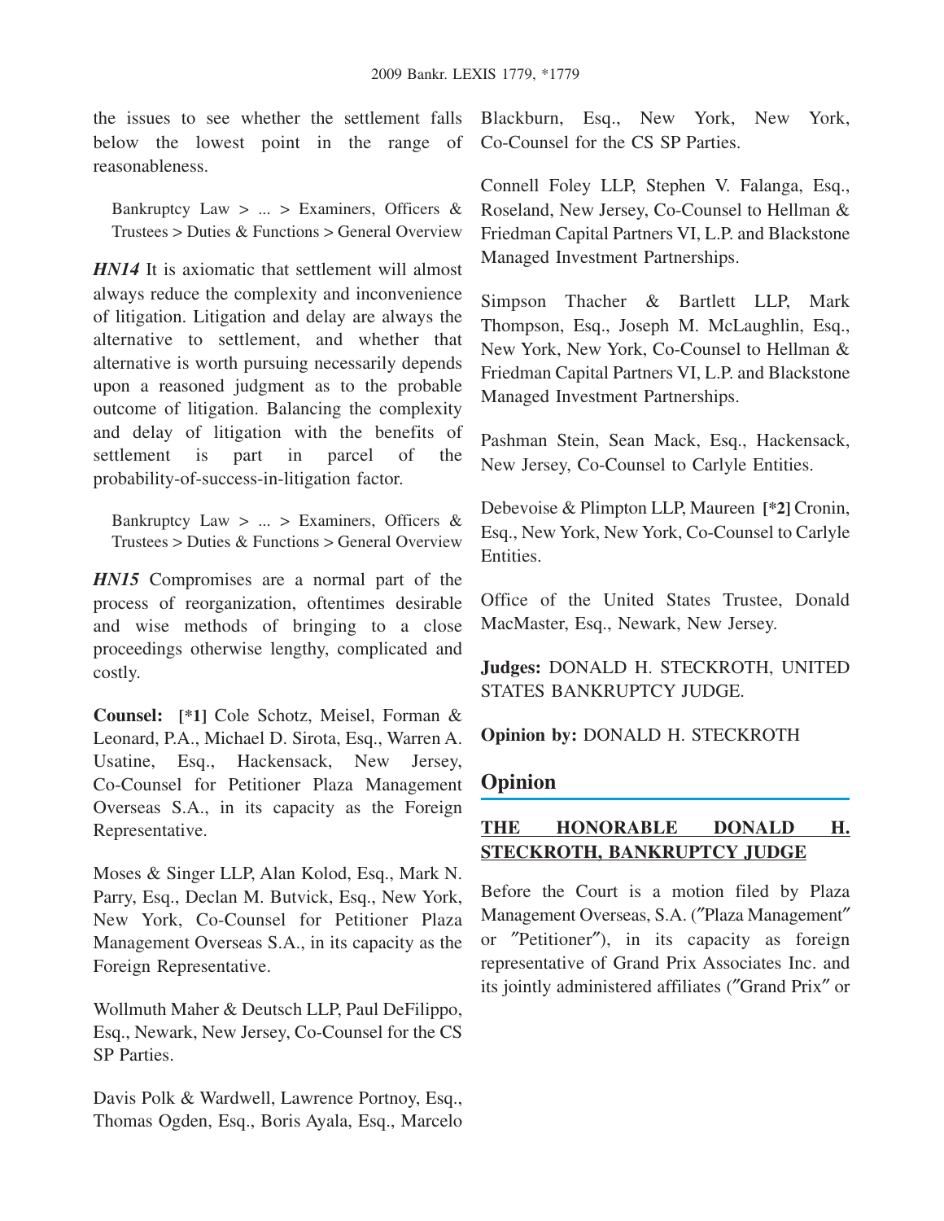the issues to see whether the settlement falls below the lowest point in the range of reasonableness.

Bankruptcy Law > ... > Examiners, Officers & Trustees > Duties & Functions > General Overview

***HN14*** It is axiomatic that settlement will almost always reduce the complexity and inconvenience of litigation. Litigation and delay are always the alternative to settlement, and whether that alternative is worth pursuing necessarily depends upon a reasoned judgment as to the probable outcome of litigation. Balancing the complexity and delay of litigation with the benefits of settlement is part in parcel of the probability-of-success-in-litigation factor.

Bankruptcy Law > ... > Examiners, Officers & Trustees > Duties & Functions > General Overview

***HN15*** Compromises are a normal part of the process of reorganization, oftentimes desirable and wise methods of bringing to a close proceedings otherwise lengthy, complicated and costly.

**Counsel:** **[*1]** Cole Schotz, Meisel, Forman & Leonard, P.A., Michael D. Sirota, Esq., Warren A. Usatine, Esq., Hackensack, New Jersey, Co-Counsel for Petitioner Plaza Management Overseas S.A., in its capacity as the Foreign Representative.

Moses & Singer LLP, Alan Kolod, Esq., Mark N. Parry, Esq., Declan M. Butvick, Esq., New York, New York, Co-Counsel for Petitioner Plaza Management Overseas S.A., in its capacity as the Foreign Representative.

Wollmuth Maher & Deutsch LLP, Paul DeFilippo, Esq., Newark, New Jersey, Co-Counsel for the CS SP Parties.

Davis Polk & Wardwell, Lawrence Portnoy, Esq., Thomas Ogden, Esq., Boris Ayala, Esq., Marcelo Blackburn, Esq., New York, New York, Co-Counsel for the CS SP Parties.

Connell Foley LLP, Stephen V. Falanga, Esq., Roseland, New Jersey, Co-Counsel to Hellman & Friedman Capital Partners VI, L.P. and Blackstone Managed Investment Partnerships.

Simpson Thacher & Bartlett LLP, Mark Thompson, Esq., Joseph M. McLaughlin, Esq., New York, New York, Co-Counsel to Hellman & Friedman Capital Partners VI, L.P. and Blackstone Managed Investment Partnerships.

Pashman Stein, Sean Mack, Esq., Hackensack, New Jersey, Co-Counsel to Carlyle Entities.

Debevoise & Plimpton LLP, Maureen **[*2]** Cronin, Esq., New York, New York, Co-Counsel to Carlyle Entities.

Office of the United States Trustee, Donald MacMaster, Esq., Newark, New Jersey.

**Judges:** DONALD H. STECKROTH, UNITED STATES BANKRUPTCY JUDGE.

**Opinion by:** DONALD H. STECKROTH

## Opinion

**THE HONORABLE DONALD H. STECKROTH, BANKRUPTCY JUDGE**

Before the Court is a motion filed by Plaza Management Overseas, S.A. ("Plaza Management" or "Petitioner"), in its capacity as foreign representative of Grand Prix Associates Inc. and its jointly administered affiliates ("Grand Prix" or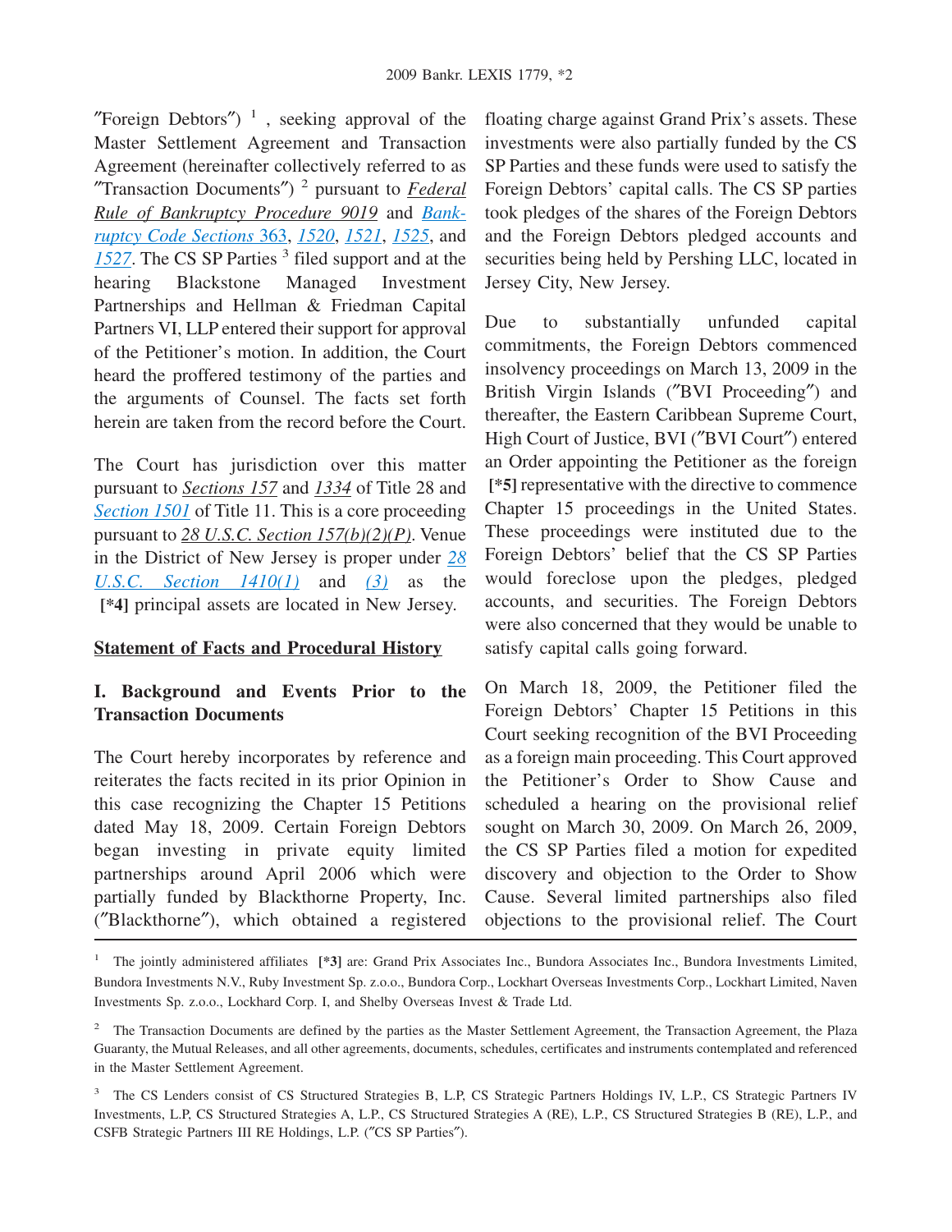"Foreign Debtors") [1] , seeking approval of the Master Settlement Agreement and Transaction Agreement (hereinafter collectively referred to as "Transaction Documents") [2] pursuant to *Federal Rule of Bankruptcy Procedure 9019* and *Bankruptcy Code Sections* 363, *1520*, *1521*, *1525*, and *1527*. The CS SP Parties [3] filed support and at the hearing Blackstone Managed Investment Partnerships and Hellman & Friedman Capital Partners VI, LLP entered their support for approval of the Petitioner's motion. In addition, the Court heard the proffered testimony of the parties and the arguments of Counsel. The facts set forth herein are taken from the record before the Court.

The Court has jurisdiction over this matter pursuant to *Sections 157* and *1334* of Title 28 and *Section 1501* of Title 11. This is a core proceeding pursuant to *28 U.S.C. Section 157(b)(2)(P)*. Venue in the District of New Jersey is proper under *28 U.S.C. Section 1410(1)* and *(3)* as the **[*4]** principal assets are located in New Jersey.

## Statement of Facts and Procedural History

### I. Background and Events Prior to the Transaction Documents

The Court hereby incorporates by reference and reiterates the facts recited in its prior Opinion in this case recognizing the Chapter 15 Petitions dated May 18, 2009. Certain Foreign Debtors began investing in private equity limited partnerships around April 2006 which were partially funded by Blackthorne Property, Inc. ("Blackthorne"), which obtained a registered floating charge against Grand Prix's assets. These investments were also partially funded by the CS SP Parties and these funds were used to satisfy the Foreign Debtors' capital calls. The CS SP parties took pledges of the shares of the Foreign Debtors and the Foreign Debtors pledged accounts and securities being held by Pershing LLC, located in Jersey City, New Jersey.

Due to substantially unfunded capital commitments, the Foreign Debtors commenced insolvency proceedings on March 13, 2009 in the British Virgin Islands ("BVI Proceeding") and thereafter, the Eastern Caribbean Supreme Court, High Court of Justice, BVI ("BVI Court") entered an Order appointing the Petitioner as the foreign **[*5]** representative with the directive to commence Chapter 15 proceedings in the United States. These proceedings were instituted due to the Foreign Debtors' belief that the CS SP Parties would foreclose upon the pledges, pledged accounts, and securities. The Foreign Debtors were also concerned that they would be unable to satisfy capital calls going forward.

On March 18, 2009, the Petitioner filed the Foreign Debtors' Chapter 15 Petitions in this Court seeking recognition of the BVI Proceeding as a foreign main proceeding. This Court approved the Petitioner's Order to Show Cause and scheduled a hearing on the provisional relief sought on March 30, 2009. On March 26, 2009, the CS SP Parties filed a motion for expedited discovery and objection to the Order to Show Cause. Several limited partnerships also filed objections to the provisional relief. The Court

---

[1] The jointly administered affiliates **[*3]** are: Grand Prix Associates Inc., Bundora Associates Inc., Bundora Investments Limited, Bundora Investments N.V., Ruby Investment Sp. z.o.o., Bundora Corp., Lockhart Overseas Investments Corp., Lockhart Limited, Naven Investments Sp. z.o.o., Lockhard Corp. I, and Shelby Overseas Invest & Trade Ltd.

[2] The Transaction Documents are defined by the parties as the Master Settlement Agreement, the Transaction Agreement, the Plaza Guaranty, the Mutual Releases, and all other agreements, documents, schedules, certificates and instruments contemplated and referenced in the Master Settlement Agreement.

[3] The CS Lenders consist of CS Structured Strategies B, L.P, CS Strategic Partners Holdings IV, L.P., CS Strategic Partners IV Investments, L.P, CS Structured Strategies A, L.P., CS Structured Strategies A (RE), L.P., CS Structured Strategies B (RE), L.P., and CSFB Strategic Partners III RE Holdings, L.P. ("CS SP Parties").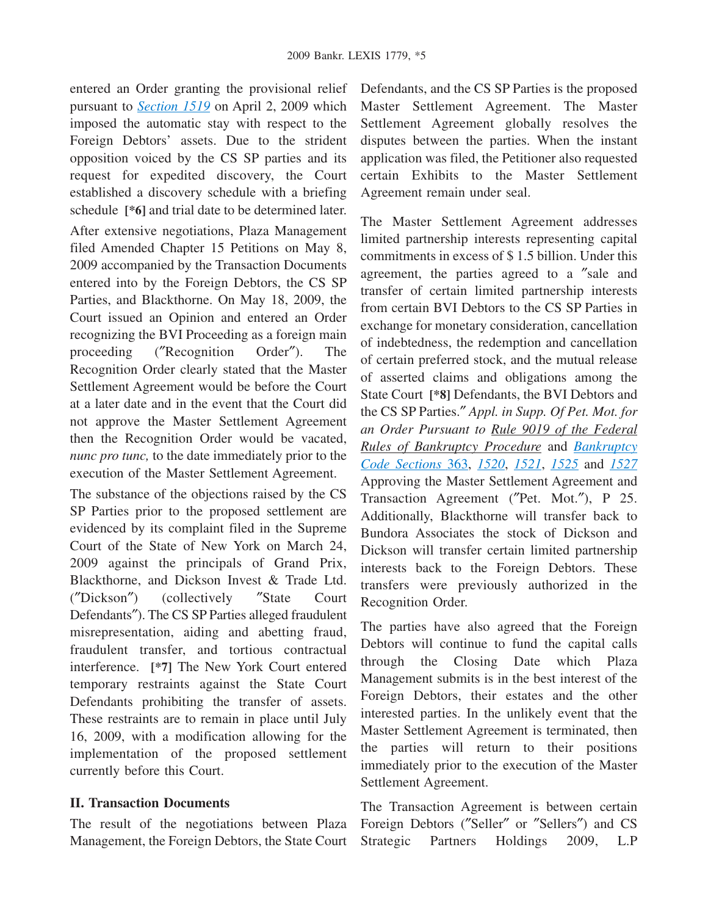entered an Order granting the provisional relief pursuant to *Section 1519* on April 2, 2009 which imposed the automatic stay with respect to the Foreign Debtors' assets. Due to the strident opposition voiced by the CS SP parties and its request for expedited discovery, the Court established a discovery schedule with a briefing schedule **[*6]** and trial date to be determined later.

After extensive negotiations, Plaza Management filed Amended Chapter 15 Petitions on May 8, 2009 accompanied by the Transaction Documents entered into by the Foreign Debtors, the CS SP Parties, and Blackthorne. On May 18, 2009, the Court issued an Opinion and entered an Order recognizing the BVI Proceeding as a foreign main proceeding ("Recognition Order"). The Recognition Order clearly stated that the Master Settlement Agreement would be before the Court at a later date and in the event that the Court did not approve the Master Settlement Agreement then the Recognition Order would be vacated, *nunc pro tunc,* to the date immediately prior to the execution of the Master Settlement Agreement.

The substance of the objections raised by the CS SP Parties prior to the proposed settlement are evidenced by its complaint filed in the Supreme Court of the State of New York on March 24, 2009 against the principals of Grand Prix, Blackthorne, and Dickson Invest & Trade Ltd. ("Dickson") (collectively "State Court Defendants"). The CS SP Parties alleged fraudulent misrepresentation, aiding and abetting fraud, fraudulent transfer, and tortious contractual interference. **[*7]** The New York Court entered temporary restraints against the State Court Defendants prohibiting the transfer of assets. These restraints are to remain in place until July 16, 2009, with a modification allowing for the implementation of the proposed settlement currently before this Court.

## II. Transaction Documents

The result of the negotiations between Plaza Management, the Foreign Debtors, the State Court Defendants, and the CS SP Parties is the proposed Master Settlement Agreement. The Master Settlement Agreement globally resolves the disputes between the parties. When the instant application was filed, the Petitioner also requested certain Exhibits to the Master Settlement Agreement remain under seal.

The Master Settlement Agreement addresses limited partnership interests representing capital commitments in excess of $ 1.5 billion. Under this agreement, the parties agreed to a "sale and transfer of certain limited partnership interests from certain BVI Debtors to the CS SP Parties in exchange for monetary consideration, cancellation of indebtedness, the redemption and cancellation of certain preferred stock, and the mutual release of asserted claims and obligations among the State Court **[*8]** Defendants, the BVI Debtors and the CS SP Parties." *Appl. in Supp. Of Pet. Mot. for an Order Pursuant to Rule 9019 of the Federal Rules of Bankruptcy Procedure* and *Bankruptcy Code Sections 363*, *1520*, *1521*, *1525* and *1527* Approving the Master Settlement Agreement and Transaction Agreement ("Pet. Mot."), P 25. Additionally, Blackthorne will transfer back to Bundora Associates the stock of Dickson and Dickson will transfer certain limited partnership interests back to the Foreign Debtors. These transfers were previously authorized in the Recognition Order.

The parties have also agreed that the Foreign Debtors will continue to fund the capital calls through the Closing Date which Plaza Management submits is in the best interest of the Foreign Debtors, their estates and the other interested parties. In the unlikely event that the Master Settlement Agreement is terminated, then the parties will return to their positions immediately prior to the execution of the Master Settlement Agreement.

The Transaction Agreement is between certain Foreign Debtors ("Seller" or "Sellers") and CS Strategic Partners Holdings 2009, L.P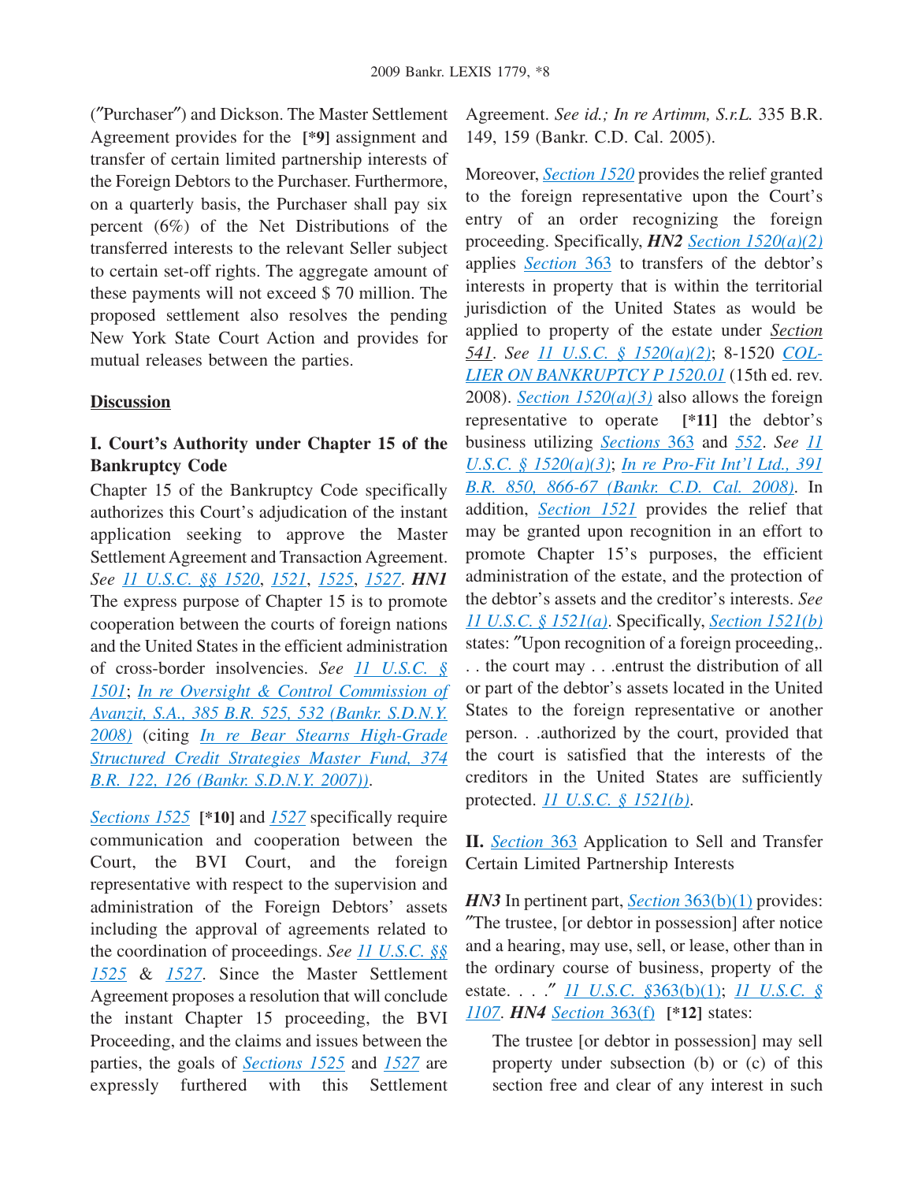("Purchaser") and Dickson. The Master Settlement Agreement provides for the [*9] assignment and transfer of certain limited partnership interests of the Foreign Debtors to the Purchaser. Furthermore, on a quarterly basis, the Purchaser shall pay six percent (6%) of the Net Distributions of the transferred interests to the relevant Seller subject to certain set-off rights. The aggregate amount of these payments will not exceed $ 70 million. The proposed settlement also resolves the pending New York State Court Action and provides for mutual releases between the parties.

## Discussion

### I. Court's Authority under Chapter 15 of the Bankruptcy Code

Chapter 15 of the Bankruptcy Code specifically authorizes this Court's adjudication of the instant application seeking to approve the Master Settlement Agreement and Transaction Agreement. *See* 11 U.S.C. §§ 1520, 1521, 1525, 1527. ***HN1*** The express purpose of Chapter 15 is to promote cooperation between the courts of foreign nations and the United States in the efficient administration of cross-border insolvencies. *See* 11 U.S.C. § 1501; *In re Oversight & Control Commission of Avanzit, S.A., 385 B.R. 525, 532 (Bankr. S.D.N.Y. 2008)* (citing *In re Bear Stearns High-Grade Structured Credit Strategies Master Fund, 374 B.R. 122, 126 (Bankr. S.D.N.Y. 2007)*).

Sections 1525 [*10] and 1527 specifically require communication and cooperation between the Court, the BVI Court, and the foreign representative with respect to the supervision and administration of the Foreign Debtors' assets including the approval of agreements related to the coordination of proceedings. *See* 11 U.S.C. §§ 1525 & 1527. Since the Master Settlement Agreement proposes a resolution that will conclude the instant Chapter 15 proceeding, the BVI Proceeding, and the claims and issues between the parties, the goals of Sections 1525 and 1527 are expressly furthered with this Settlement Agreement. *See id.; In re Artimm, S.r.L.* 335 B.R. 149, 159 (Bankr. C.D. Cal. 2005).

Moreover, Section 1520 provides the relief granted to the foreign representative upon the Court's entry of an order recognizing the foreign proceeding. Specifically, ***HN2*** Section 1520(a)(2) applies Section 363 to transfers of the debtor's interests in property that is within the territorial jurisdiction of the United States as would be applied to property of the estate under Section 541. *See* 11 U.S.C. § 1520(a)(2); 8-1520 COLLIER ON BANKRUPTCY P 1520.01 (15th ed. rev. 2008). Section 1520(a)(3) also allows the foreign representative to operate [*11] the debtor's business utilizing Sections 363 and 552. *See* 11 U.S.C. § 1520(a)(3); *In re Pro-Fit Int'l Ltd., 391 B.R. 850, 866-67 (Bankr. C.D. Cal. 2008)*. In addition, Section 1521 provides the relief that may be granted upon recognition in an effort to promote Chapter 15's purposes, the efficient administration of the estate, and the protection of the debtor's assets and the creditor's interests. *See* 11 U.S.C. § 1521(a). Specifically, Section 1521(b) states: "Upon recognition of a foreign proceeding,. . . the court may . . .entrust the distribution of all or part of the debtor's assets located in the United States to the foreign representative or another person. . .authorized by the court, provided that the court is satisfied that the interests of the creditors in the United States are sufficiently protected. 11 U.S.C. § 1521(b).

### II. Section 363 Application to Sell and Transfer Certain Limited Partnership Interests

***HN3*** In pertinent part, Section 363(b)(1) provides: "The trustee, [or debtor in possession] after notice and a hearing, may use, sell, or lease, other than in the ordinary course of business, property of the estate. . . ." 11 U.S.C. §363(b)(1); 11 U.S.C. § 1107. ***HN4*** Section 363(f) [*12] states:

> The trustee [or debtor in possession] may sell property under subsection (b) or (c) of this section free and clear of any interest in such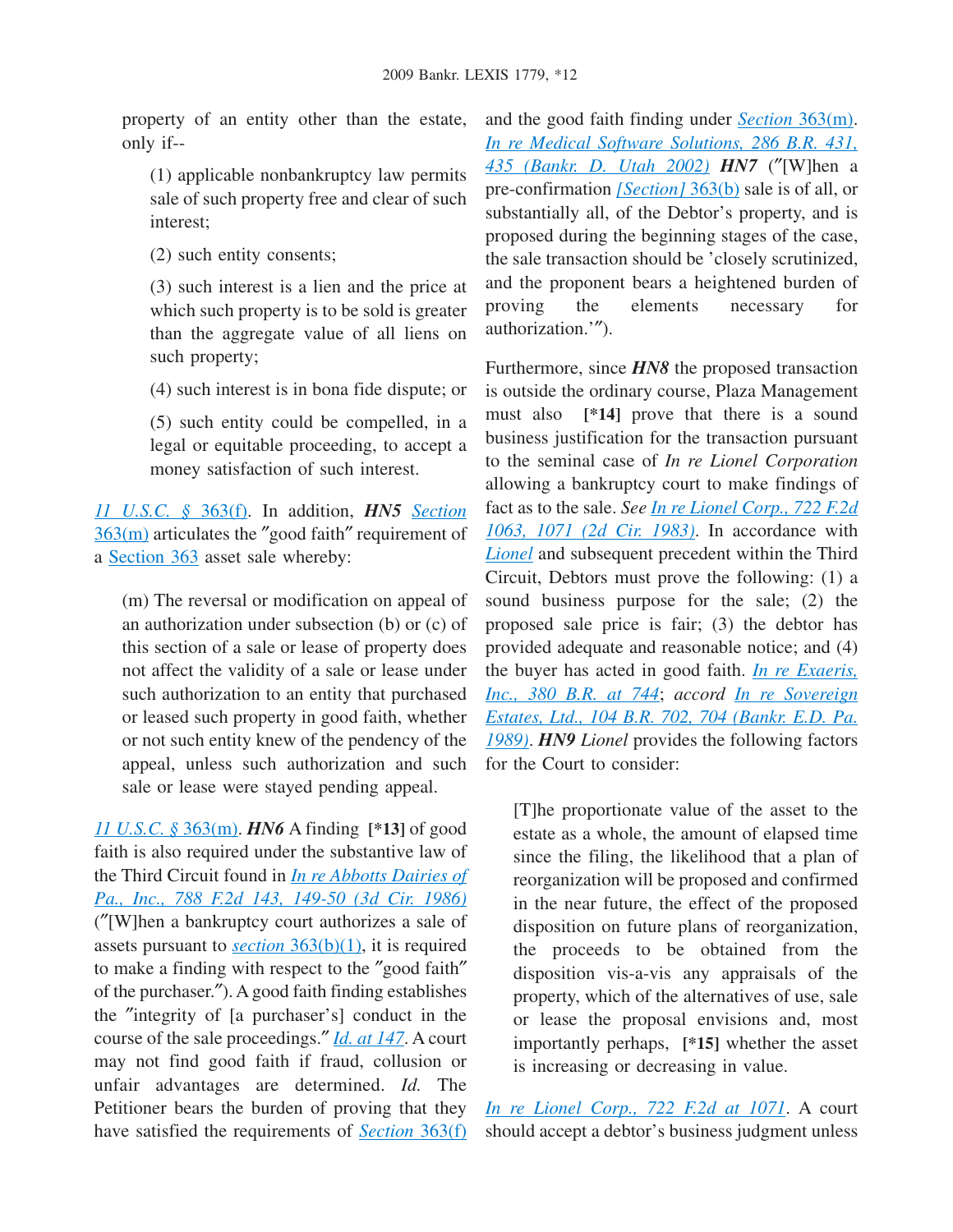property of an entity other than the estate, only if--

> (1) applicable nonbankruptcy law permits sale of such property free and clear of such interest;
>
> (2) such entity consents;
>
> (3) such interest is a lien and the price at which such property is to be sold is greater than the aggregate value of all liens on such property;
>
> (4) such interest is in bona fide dispute; or
>
> (5) such entity could be compelled, in a legal or equitable proceeding, to accept a money satisfaction of such interest.

*11 U.S.C. § 363(f)*. In addition, ***HN5*** *Section* 363(m) articulates the ″good faith″ requirement of a Section 363 asset sale whereby:

> (m) The reversal or modification on appeal of an authorization under subsection (b) or (c) of this section of a sale or lease of property does not affect the validity of a sale or lease under such authorization to an entity that purchased or leased such property in good faith, whether or not such entity knew of the pendency of the appeal, unless such authorization and such sale or lease were stayed pending appeal.

*11 U.S.C. §* 363(m). ***HN6*** A finding **[*13]** of good faith is also required under the substantive law of the Third Circuit found in *In re Abbotts Dairies of Pa., Inc., 788 F.2d 143, 149-50 (3d Cir. 1986)* (″[W]hen a bankruptcy court authorizes a sale of assets pursuant to *section* 363(b)(1), it is required to make a finding with respect to the ″good faith″ of the purchaser.″). A good faith finding establishes the ″integrity of [a purchaser's] conduct in the course of the sale proceedings.″ *Id. at 147*. A court may not find good faith if fraud, collusion or unfair advantages are determined. *Id.* The Petitioner bears the burden of proving that they have satisfied the requirements of *Section* 363(f) and the good faith finding under *Section* 363(m). *In re Medical Software Solutions, 286 B.R. 431, 435 (Bankr. D. Utah 2002)* ***HN7*** (″[W]hen a pre-confirmation *[Section]* 363(b) sale is of all, or substantially all, of the Debtor's property, and is proposed during the beginning stages of the case, the sale transaction should be 'closely scrutinized, and the proponent bears a heightened burden of proving the elements necessary for authorization.'″).

Furthermore, since ***HN8*** the proposed transaction is outside the ordinary course, Plaza Management must also **[*14]** prove that there is a sound business justification for the transaction pursuant to the seminal case of *In re Lionel Corporation* allowing a bankruptcy court to make findings of fact as to the sale. *See In re Lionel Corp., 722 F.2d 1063, 1071 (2d Cir. 1983)*. In accordance with *Lionel* and subsequent precedent within the Third Circuit, Debtors must prove the following: (1) a sound business purpose for the sale; (2) the proposed sale price is fair; (3) the debtor has provided adequate and reasonable notice; and (4) the buyer has acted in good faith. *In re Exaeris, Inc., 380 B.R. at 744*; *accord In re Sovereign Estates, Ltd., 104 B.R. 702, 704 (Bankr. E.D. Pa. 1989)*. ***HN9*** *Lionel* provides the following factors for the Court to consider:

> [T]he proportionate value of the asset to the estate as a whole, the amount of elapsed time since the filing, the likelihood that a plan of reorganization will be proposed and confirmed in the near future, the effect of the proposed disposition on future plans of reorganization, the proceeds to be obtained from the disposition vis-a-vis any appraisals of the property, which of the alternatives of use, sale or lease the proposal envisions and, most importantly perhaps, **[*15]** whether the asset is increasing or decreasing in value.

*In re Lionel Corp., 722 F.2d at 1071*. A court should accept a debtor's business judgment unless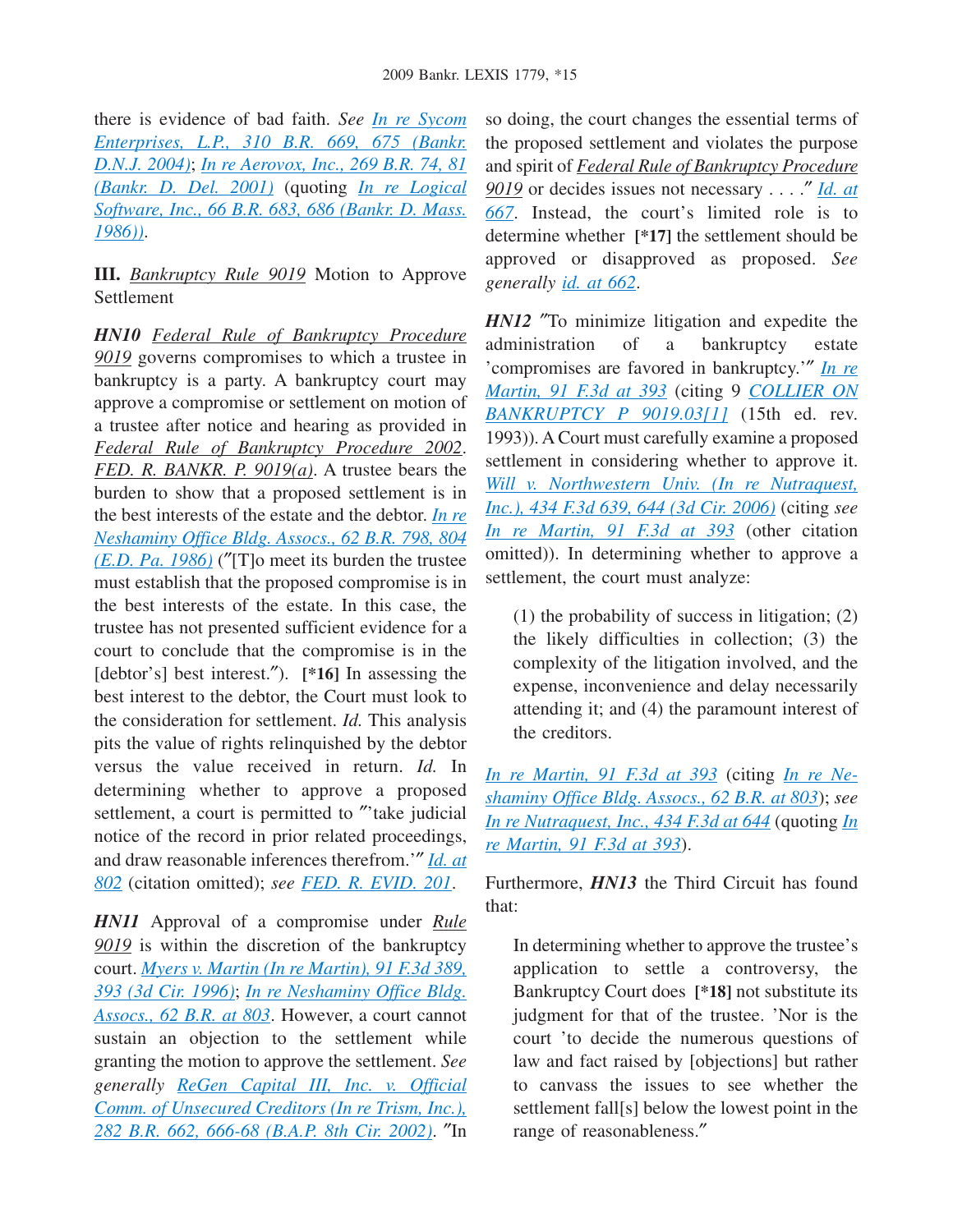there is evidence of bad faith. *See* In re Sycom Enterprises, L.P., 310 B.R. 669, 675 (Bankr. D.N.J. 2004); In re Aerovox, Inc., 269 B.R. 74, 81 (Bankr. D. Del. 2001) (quoting In re Logical Software, Inc., 66 B.R. 683, 686 (Bankr. D. Mass. 1986)).

**III.** Bankruptcy Rule 9019 Motion to Approve Settlement

***HN10*** Federal Rule of Bankruptcy Procedure 9019 governs compromises to which a trustee in bankruptcy is a party. A bankruptcy court may approve a compromise or settlement on motion of a trustee after notice and hearing as provided in Federal Rule of Bankruptcy Procedure 2002. FED. R. BANKR. P. 9019(a). A trustee bears the burden to show that a proposed settlement is in the best interests of the estate and the debtor. In re Neshaminy Office Bldg. Assocs., 62 B.R. 798, 804 (E.D. Pa. 1986) ("[T]o meet its burden the trustee must establish that the proposed compromise is in the best interests of the estate. In this case, the trustee has not presented sufficient evidence for a court to conclude that the compromise is in the [debtor's] best interest."). **[\*16]** In assessing the best interest to the debtor, the Court must look to the consideration for settlement. *Id.* This analysis pits the value of rights relinquished by the debtor versus the value received in return. *Id.* In determining whether to approve a proposed settlement, a court is permitted to "'take judicial notice of the record in prior related proceedings, and draw reasonable inferences therefrom.'" Id. at 802 (citation omitted); *see* FED. R. EVID. 201.

***HN11*** Approval of a compromise under Rule 9019 is within the discretion of the bankruptcy court. *Myers v. Martin (In re Martin), 91 F.3d 389, 393 (3d Cir. 1996)*; *In re Neshaminy Office Bldg. Assocs., 62 B.R. at 803*. However, a court cannot sustain an objection to the settlement while granting the motion to approve the settlement. *See generally* ReGen Capital III, Inc. v. Official Comm. of Unsecured Creditors (In re Trism, Inc.), 282 B.R. 662, 666-68 (B.A.P. 8th Cir. 2002). "In so doing, the court changes the essential terms of the proposed settlement and violates the purpose and spirit of *Federal Rule of Bankruptcy Procedure 9019* or decides issues not necessary . . . ." Id. at 667. Instead, the court's limited role is to determine whether **[\*17]** the settlement should be approved or disapproved as proposed. *See generally* id. at 662.

***HN12*** "To minimize litigation and expedite the administration of a bankruptcy estate 'compromises are favored in bankruptcy.'" *In re Martin, 91 F.3d at 393* (citing 9 COLLIER ON BANKRUPTCY P 9019.03[1] (15th ed. rev. 1993)). A Court must carefully examine a proposed settlement in considering whether to approve it. *Will v. Northwestern Univ. (In re Nutraquest, Inc.), 434 F.3d 639, 644 (3d Cir. 2006)* (citing *see* In re Martin, 91 F.3d at 393 (other citation omitted)). In determining whether to approve a settlement, the court must analyze:

> (1) the probability of success in litigation; (2) the likely difficulties in collection; (3) the complexity of the litigation involved, and the expense, inconvenience and delay necessarily attending it; and (4) the paramount interest of the creditors.

In re Martin, 91 F.3d at 393 (citing In re Neshaminy Office Bldg. Assocs., 62 B.R. at 803); *see* In re Nutraquest, Inc., 434 F.3d at 644 (quoting In re Martin, 91 F.3d at 393).

Furthermore, ***HN13*** the Third Circuit has found that:

> In determining whether to approve the trustee's application to settle a controversy, the Bankruptcy Court does **[\*18]** not substitute its judgment for that of the trustee. 'Nor is the court 'to decide the numerous questions of law and fact raised by [objections] but rather to canvass the issues to see whether the settlement fall[s] below the lowest point in the range of reasonableness."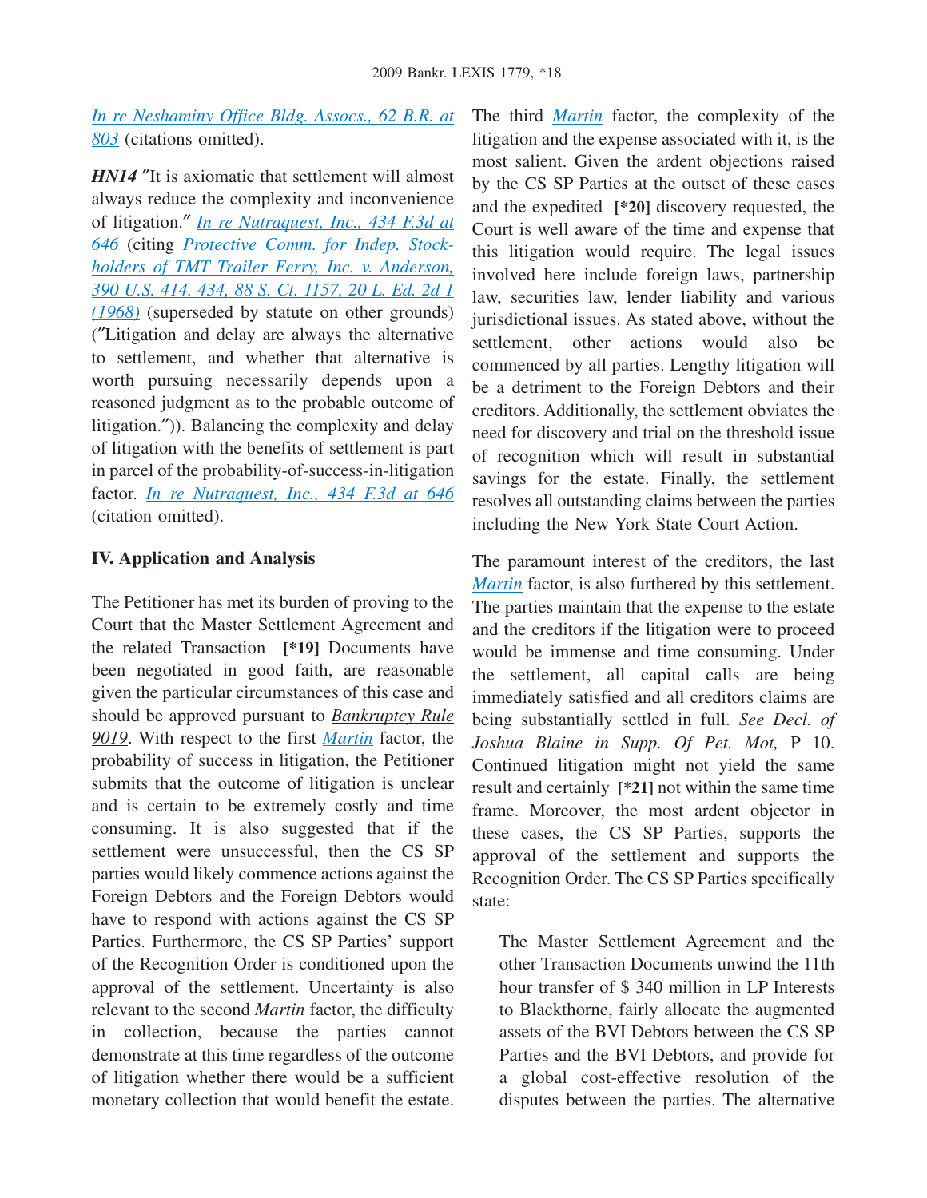In re Neshaminy Office Bldg. Assocs., 62 B.R. at 803 (citations omitted).

***HN14*** "It is axiomatic that settlement will almost always reduce the complexity and inconvenience of litigation." In re Nutraquest, Inc., 434 F.3d at 646 (citing Protective Comm. for Indep. Stockholders of TMT Trailer Ferry, Inc. v. Anderson, 390 U.S. 414, 434, 88 S. Ct. 1157, 20 L. Ed. 2d 1 (1968) (superseded by statute on other grounds) ("Litigation and delay are always the alternative to settlement, and whether that alternative is worth pursuing necessarily depends upon a reasoned judgment as to the probable outcome of litigation.")). Balancing the complexity and delay of litigation with the benefits of settlement is part in parcel of the probability-of-success-in-litigation factor. In re Nutraquest, Inc., 434 F.3d at 646 (citation omitted).

**IV. Application and Analysis**

The Petitioner has met its burden of proving to the Court that the Master Settlement Agreement and the related Transaction **[*19]** Documents have been negotiated in good faith, are reasonable given the particular circumstances of this case and should be approved pursuant to Bankruptcy Rule 9019. With respect to the first Martin factor, the probability of success in litigation, the Petitioner submits that the outcome of litigation is unclear and is certain to be extremely costly and time consuming. It is also suggested that if the settlement were unsuccessful, then the CS SP parties would likely commence actions against the Foreign Debtors and the Foreign Debtors would have to respond with actions against the CS SP Parties. Furthermore, the CS SP Parties' support of the Recognition Order is conditioned upon the approval of the settlement. Uncertainty is also relevant to the second *Martin* factor, the difficulty in collection, because the parties cannot demonstrate at this time regardless of the outcome of litigation whether there would be a sufficient monetary collection that would benefit the estate.

The third Martin factor, the complexity of the litigation and the expense associated with it, is the most salient. Given the ardent objections raised by the CS SP Parties at the outset of these cases and the expedited **[*20]** discovery requested, the Court is well aware of the time and expense that this litigation would require. The legal issues involved here include foreign laws, partnership law, securities law, lender liability and various jurisdictional issues. As stated above, without the settlement, other actions would also be commenced by all parties. Lengthy litigation will be a detriment to the Foreign Debtors and their creditors. Additionally, the settlement obviates the need for discovery and trial on the threshold issue of recognition which will result in substantial savings for the estate. Finally, the settlement resolves all outstanding claims between the parties including the New York State Court Action.

The paramount interest of the creditors, the last Martin factor, is also furthered by this settlement. The parties maintain that the expense to the estate and the creditors if the litigation were to proceed would be immense and time consuming. Under the settlement, all capital calls are being immediately satisfied and all creditors claims are being substantially settled in full. *See Decl. of Joshua Blaine in Supp. Of Pet. Mot,* P 10. Continued litigation might not yield the same result and certainly **[*21]** not within the same time frame. Moreover, the most ardent objector in these cases, the CS SP Parties, supports the approval of the settlement and supports the Recognition Order. The CS SP Parties specifically state:

> The Master Settlement Agreement and the other Transaction Documents unwind the 11th hour transfer of $ 340 million in LP Interests to Blackthorne, fairly allocate the augmented assets of the BVI Debtors between the CS SP Parties and the BVI Debtors, and provide for a global cost-effective resolution of the disputes between the parties. The alternative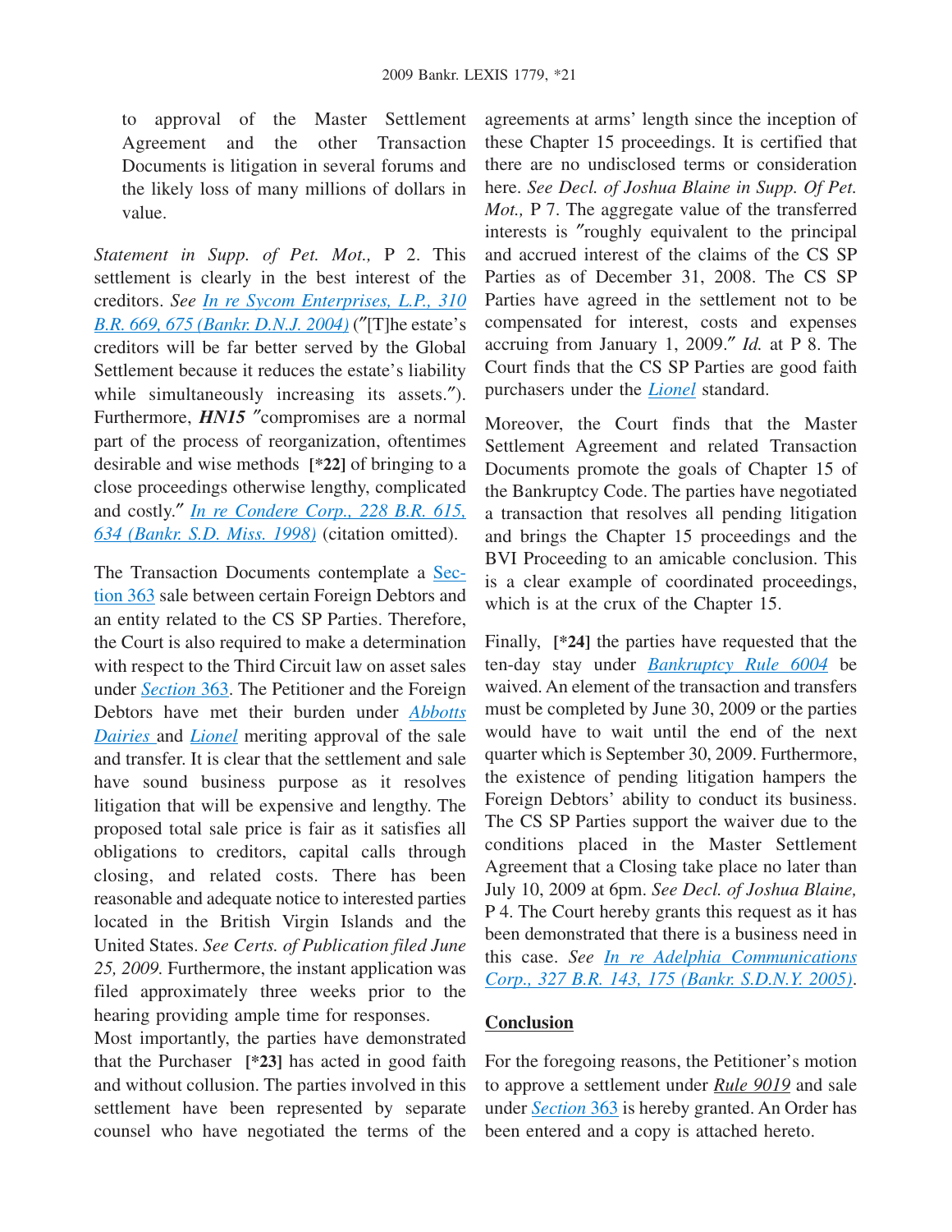to approval of the Master Settlement Agreement and the other Transaction Documents is litigation in several forums and the likely loss of many millions of dollars in value.

*Statement in Supp. of Pet. Mot.,* P 2. This settlement is clearly in the best interest of the creditors. *See In re Sycom Enterprises, L.P., 310 B.R. 669, 675 (Bankr. D.N.J. 2004)* ("[T]he estate's creditors will be far better served by the Global Settlement because it reduces the estate's liability while simultaneously increasing its assets."). Furthermore, ***HN15*** "compromises are a normal part of the process of reorganization, oftentimes desirable and wise methods **[*22]** of bringing to a close proceedings otherwise lengthy, complicated and costly." *In re Condere Corp., 228 B.R. 615, 634 (Bankr. S.D. Miss. 1998)* (citation omitted).

The Transaction Documents contemplate a Section 363 sale between certain Foreign Debtors and an entity related to the CS SP Parties. Therefore, the Court is also required to make a determination with respect to the Third Circuit law on asset sales under *Section* 363. The Petitioner and the Foreign Debtors have met their burden under *Abbotts Dairies* and *Lionel* meriting approval of the sale and transfer. It is clear that the settlement and sale have sound business purpose as it resolves litigation that will be expensive and lengthy. The proposed total sale price is fair as it satisfies all obligations to creditors, capital calls through closing, and related costs. There has been reasonable and adequate notice to interested parties located in the British Virgin Islands and the United States. *See Certs. of Publication filed June 25, 2009.* Furthermore, the instant application was filed approximately three weeks prior to the hearing providing ample time for responses.

Most importantly, the parties have demonstrated that the Purchaser **[*23]** has acted in good faith and without collusion. The parties involved in this settlement have been represented by separate counsel who have negotiated the terms of the agreements at arms' length since the inception of these Chapter 15 proceedings. It is certified that there are no undisclosed terms or consideration here. *See Decl. of Joshua Blaine in Supp. Of Pet. Mot.,* P 7. The aggregate value of the transferred interests is "roughly equivalent to the principal and accrued interest of the claims of the CS SP Parties as of December 31, 2008. The CS SP Parties have agreed in the settlement not to be compensated for interest, costs and expenses accruing from January 1, 2009." *Id.* at P 8. The Court finds that the CS SP Parties are good faith purchasers under the *Lionel* standard.

Moreover, the Court finds that the Master Settlement Agreement and related Transaction Documents promote the goals of Chapter 15 of the Bankruptcy Code. The parties have negotiated a transaction that resolves all pending litigation and brings the Chapter 15 proceedings and the BVI Proceeding to an amicable conclusion. This is a clear example of coordinated proceedings, which is at the crux of the Chapter 15.

Finally, **[*24]** the parties have requested that the ten-day stay under *Bankruptcy Rule 6004* be waived. An element of the transaction and transfers must be completed by June 30, 2009 or the parties would have to wait until the end of the next quarter which is September 30, 2009. Furthermore, the existence of pending litigation hampers the Foreign Debtors' ability to conduct its business. The CS SP Parties support the waiver due to the conditions placed in the Master Settlement Agreement that a Closing take place no later than July 10, 2009 at 6pm. *See Decl. of Joshua Blaine,* P 4. The Court hereby grants this request as it has been demonstrated that there is a business need in this case. *See In re Adelphia Communications Corp., 327 B.R. 143, 175 (Bankr. S.D.N.Y. 2005)*.

## Conclusion

For the foregoing reasons, the Petitioner's motion to approve a settlement under *Rule 9019* and sale under *Section* 363 is hereby granted. An Order has been entered and a copy is attached hereto.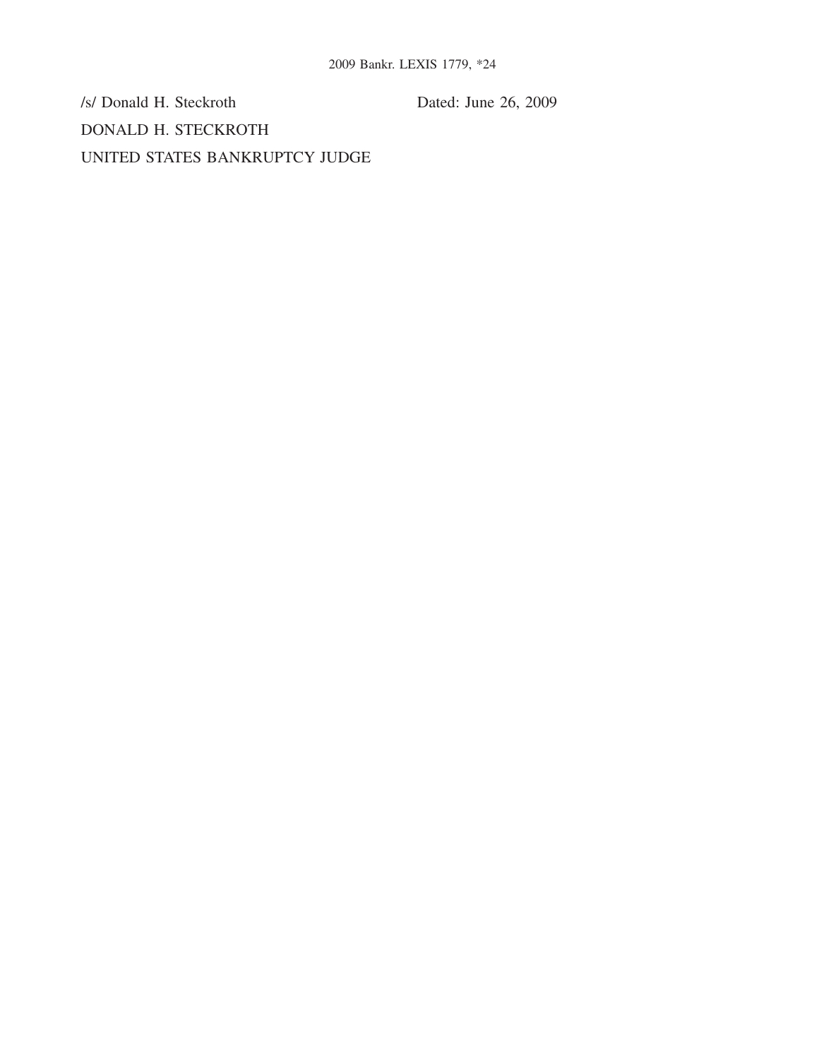/s/ Donald H. Steckroth Dated: June 26, 2009

DONALD H. STECKROTH

UNITED STATES BANKRUPTCY JUDGE